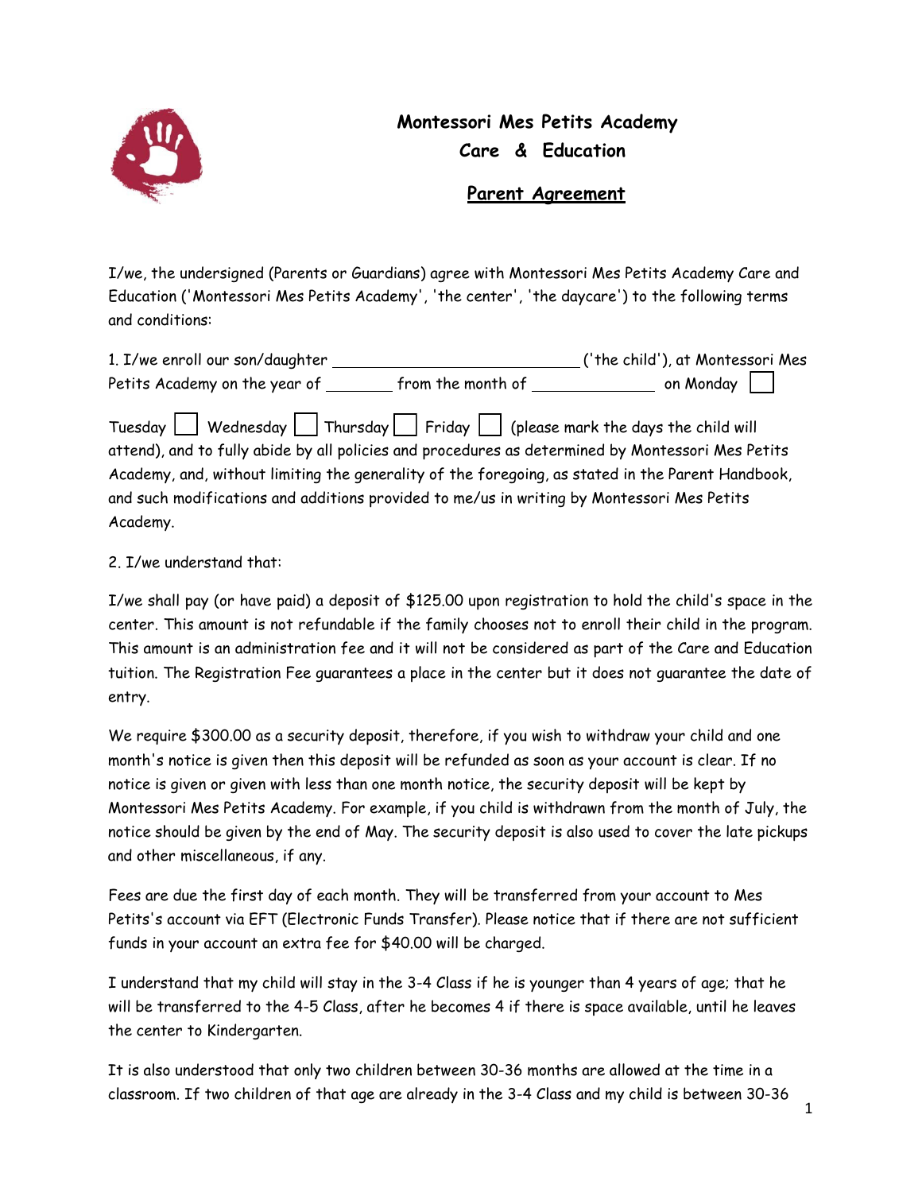# Montessori Mes Petits Academy
## Care & Education

### Parent Agreement

I/we, the undersigned (Parents or Guardians) agree with Montessori Mes Petits Academy Care and Education ('Montessori Mes Petits Academy', 'the center', 'the daycare') to the following terms and conditions:

1. I/we enroll our son/daughter ____________________________ ('the child'), at Montessori Mes Petits Academy on the year of ________ from the month of ______________ on Monday ☐ Tuesday ☐ Wednesday ☐ Thursday ☐ Friday ☐ (please mark the days the child will attend), and to fully abide by all policies and procedures as determined by Montessori Mes Petits Academy, and, without limiting the generality of the foregoing, as stated in the Parent Handbook, and such modifications and additions provided to me/us in writing by Montessori Mes Petits Academy.

2. I/we understand that:

I/we shall pay (or have paid) a deposit of $125.00 upon registration to hold the child's space in the center. This amount is not refundable if the family chooses not to enroll their child in the program. This amount is an administration fee and it will not be considered as part of the Care and Education tuition. The Registration Fee guarantees a place in the center but it does not guarantee the date of entry.

We require $300.00 as a security deposit, therefore, if you wish to withdraw your child and one month's notice is given then this deposit will be refunded as soon as your account is clear. If no notice is given or given with less than one month notice, the security deposit will be kept by Montessori Mes Petits Academy. For example, if you child is withdrawn from the month of July, the notice should be given by the end of May. The security deposit is also used to cover the late pickups and other miscellaneous, if any.

Fees are due the first day of each month. They will be transferred from your account to Mes Petits's account via EFT (Electronic Funds Transfer). Please notice that if there are not sufficient funds in your account an extra fee for $40.00 will be charged.

I understand that my child will stay in the 3-4 Class if he is younger than 4 years of age; that he will be transferred to the 4-5 Class, after he becomes 4 if there is space available, until he leaves the center to Kindergarten.

It is also understood that only two children between 30-36 months are allowed at the time in a classroom. If two children of that age are already in the 3-4 Class and my child is between 30-36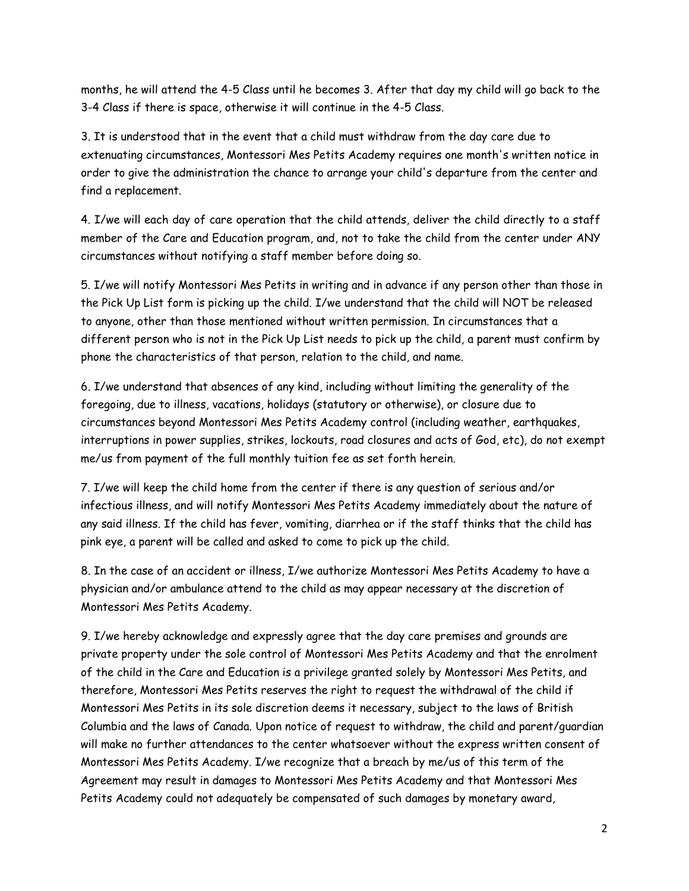months, he will attend the 4-5 Class until he becomes 3. After that day my child will go back to the 3-4 Class if there is space, otherwise it will continue in the 4-5 Class.

3. It is understood that in the event that a child must withdraw from the day care due to extenuating circumstances, Montessori Mes Petits Academy requires one month's written notice in order to give the administration the chance to arrange your child's departure from the center and find a replacement.

4. I/we will each day of care operation that the child attends, deliver the child directly to a staff member of the Care and Education program, and, not to take the child from the center under ANY circumstances without notifying a staff member before doing so.

5. I/we will notify Montessori Mes Petits in writing and in advance if any person other than those in the Pick Up List form is picking up the child. I/we understand that the child will NOT be released to anyone, other than those mentioned without written permission. In circumstances that a different person who is not in the Pick Up List needs to pick up the child, a parent must confirm by phone the characteristics of that person, relation to the child, and name.

6. I/we understand that absences of any kind, including without limiting the generality of the foregoing, due to illness, vacations, holidays (statutory or otherwise), or closure due to circumstances beyond Montessori Mes Petits Academy control (including weather, earthquakes, interruptions in power supplies, strikes, lockouts, road closures and acts of God, etc), do not exempt me/us from payment of the full monthly tuition fee as set forth herein.

7. I/we will keep the child home from the center if there is any question of serious and/or infectious illness, and will notify Montessori Mes Petits Academy immediately about the nature of any said illness. If the child has fever, vomiting, diarrhea or if the staff thinks that the child has pink eye, a parent will be called and asked to come to pick up the child.

8. In the case of an accident or illness, I/we authorize Montessori Mes Petits Academy to have a physician and/or ambulance attend to the child as may appear necessary at the discretion of Montessori Mes Petits Academy.

9. I/we hereby acknowledge and expressly agree that the day care premises and grounds are private property under the sole control of Montessori Mes Petits Academy and that the enrolment of the child in the Care and Education is a privilege granted solely by Montessori Mes Petits, and therefore, Montessori Mes Petits reserves the right to request the withdrawal of the child if Montessori Mes Petits in its sole discretion deems it necessary, subject to the laws of British Columbia and the laws of Canada. Upon notice of request to withdraw, the child and parent/guardian will make no further attendances to the center whatsoever without the express written consent of Montessori Mes Petits Academy. I/we recognize that a breach by me/us of this term of the Agreement may result in damages to Montessori Mes Petits Academy and that Montessori Mes Petits Academy could not adequately be compensated of such damages by monetary award,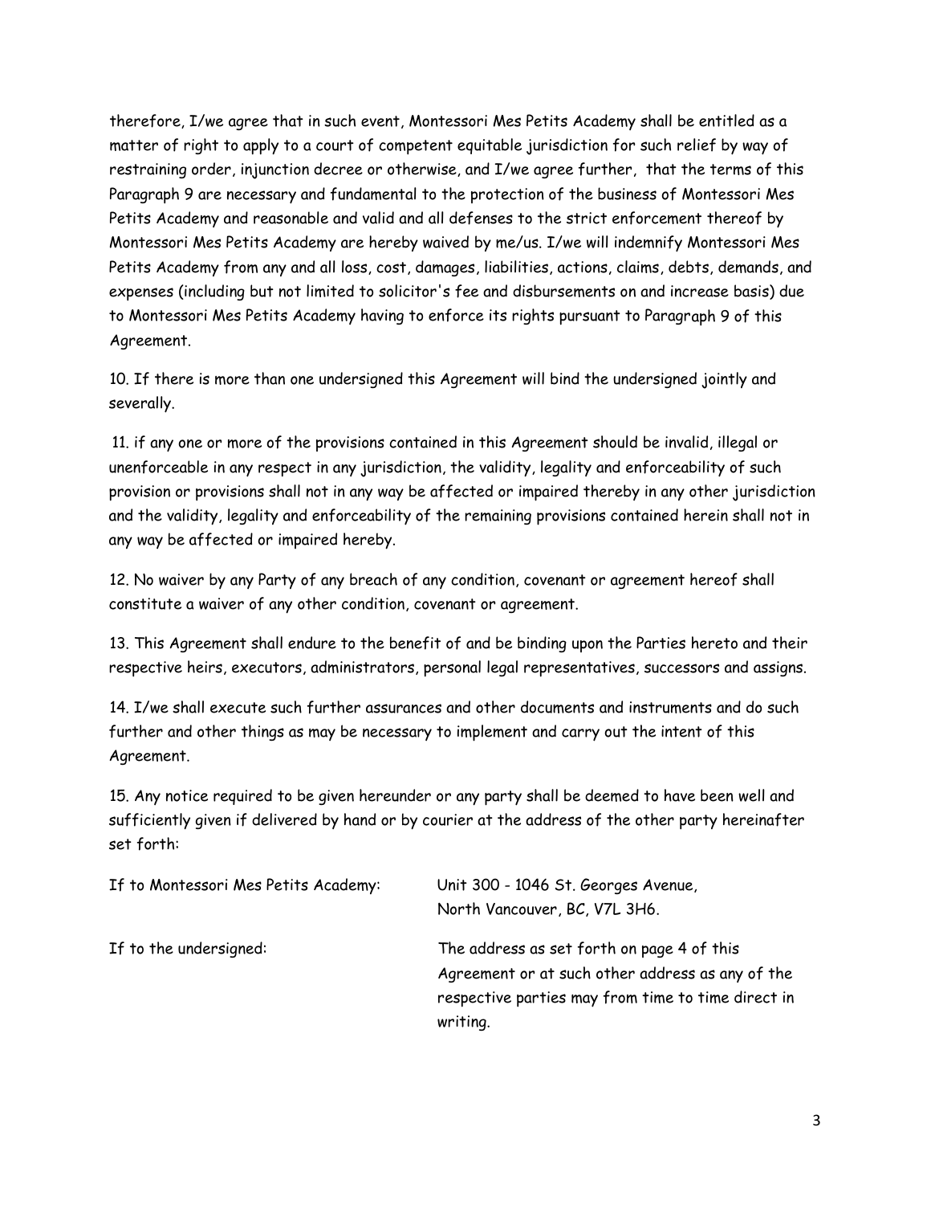therefore, I/we agree that in such event, Montessori Mes Petits Academy shall be entitled as a matter of right to apply to a court of competent equitable jurisdiction for such relief by way of restraining order, injunction decree or otherwise, and I/we agree further, that the terms of this Paragraph 9 are necessary and fundamental to the protection of the business of Montessori Mes Petits Academy and reasonable and valid and all defenses to the strict enforcement thereof by Montessori Mes Petits Academy are hereby waived by me/us. I/we will indemnify Montessori Mes Petits Academy from any and all loss, cost, damages, liabilities, actions, claims, debts, demands, and expenses (including but not limited to solicitor's fee and disbursements on and increase basis) due to Montessori Mes Petits Academy having to enforce its rights pursuant to Paragraph 9 of this Agreement.

10. If there is more than one undersigned this Agreement will bind the undersigned jointly and severally.

11. if any one or more of the provisions contained in this Agreement should be invalid, illegal or unenforceable in any respect in any jurisdiction, the validity, legality and enforceability of such provision or provisions shall not in any way be affected or impaired thereby in any other jurisdiction and the validity, legality and enforceability of the remaining provisions contained herein shall not in any way be affected or impaired hereby.

12. No waiver by any Party of any breach of any condition, covenant or agreement hereof shall constitute a waiver of any other condition, covenant or agreement.

13. This Agreement shall endure to the benefit of and be binding upon the Parties hereto and their respective heirs, executors, administrators, personal legal representatives, successors and assigns.

14. I/we shall execute such further assurances and other documents and instruments and do such further and other things as may be necessary to implement and carry out the intent of this Agreement.

15. Any notice required to be given hereunder or any party shall be deemed to have been well and sufficiently given if delivered by hand or by courier at the address of the other party hereinafter set forth:

| | |
|---|---|
| If to Montessori Mes Petits Academy: | Unit 300 - 1046 St. Georges Avenue, North Vancouver, BC, V7L 3H6. |
| If to the undersigned: | The address as set forth on page 4 of this Agreement or at such other address as any of the respective parties may from time to time direct in writing. |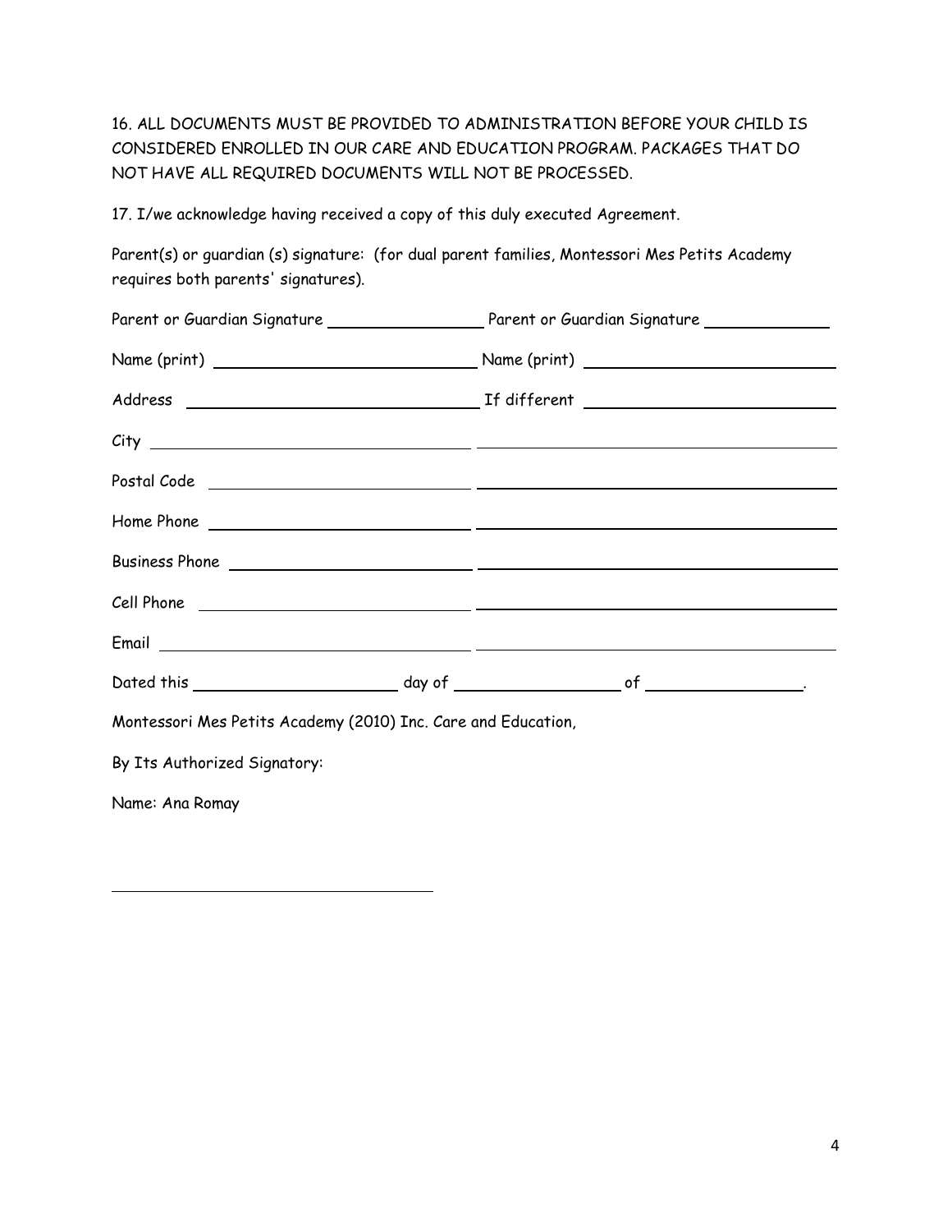16. ALL DOCUMENTS MUST BE PROVIDED TO ADMINISTRATION BEFORE YOUR CHILD IS CONSIDERED ENROLLED IN OUR CARE AND EDUCATION PROGRAM. PACKAGES THAT DO NOT HAVE ALL REQUIRED DOCUMENTS WILL NOT BE PROCESSED.

17. I/we acknowledge having received a copy of this duly executed Agreement.

Parent(s) or guardian (s) signature: (for dual parent families, Montessori Mes Petits Academy requires both parents' signatures).

Parent or Guardian Signature ________________ Parent or Guardian Signature ______________

Name (print) ____________________________ Name (print) ____________________________

Address ________________________________ If different ____________________________

City ________________________________ ____________________________________

Postal Code ____________________________ ____________________________________

Home Phone ____________________________ ____________________________________

Business Phone __________________________ ____________________________________

Cell Phone ____________________________ ____________________________________

Email ________________________________ ____________________________________

Dated this ______________________ day of __________________ of _________________.

Montessori Mes Petits Academy (2010) Inc. Care and Education,

By Its Authorized Signatory:

Name: Ana Romay

____________________________________